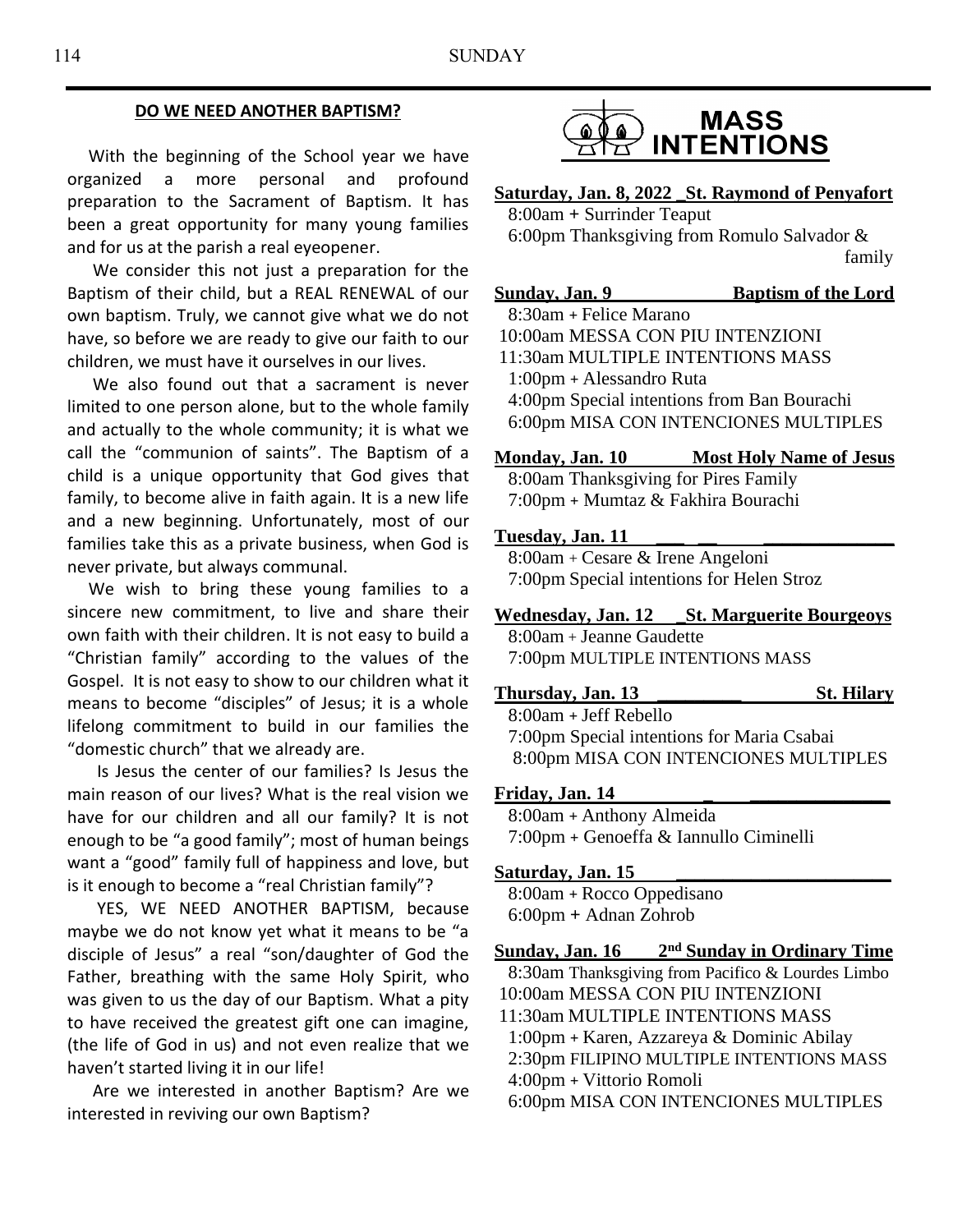## DO WE NEED ANOTHER BAPTISM?

With the beginning of the School year we have organized a more personal and profound preparation to the Sacrament of Baptism. It has been a great opportunity for many young families and for us at the parish a real eyeopener.

We consider this not just a preparation for the Baptism of their child, but a REAL RENEWAL of our own baptism. Truly, we cannot give what we do not have, so before we are ready to give our faith to our children, we must have it ourselves in our lives.

We also found out that a sacrament is never limited to one person alone, but to the whole family and actually to the whole community; it is what we call the "communion of saints". The Baptism of a child is a unique opportunity that God gives that family, to become alive in faith again. It is a new life and a new beginning. Unfortunately, most of our families take this as a private business, when God is never private, but always communal.

We wish to bring these young families to a sincere new commitment, to live and share their own faith with their children. It is not easy to build a "Christian family" according to the values of the Gospel. It is not easy to show to our children what it means to become "disciples" of Jesus; it is a whole lifelong commitment to build in our families the "domestic church" that we already are.

Is Jesus the center of our families? Is Jesus the main reason of our lives? What is the real vision we have for our children and all our family? It is not enough to be "a good family"; most of human beings want a "good" family full of happiness and love, but is it enough to become a "real Christian family"?

YES, WE NEED ANOTHER BAPTISM, because maybe we do not know yet what it means to be "a disciple of Jesus" a real "son/daughter of God the Father, breathing with the same Holy Spirit, who was given to us the day of our Baptism. What a pity to have received the greatest gift one can imagine, (the life of God in us) and not even realize that we haven't started living it in our life!

Are we interested in another Baptism? Are we interested in reviving our own Baptism?

## MASS INTENTIONS

**Saturday, Jan. 8, 2022 St. Raymond of Penyafort**
8:00am + Surrinder Teaput
6:00pm Thanksgiving from Romulo Salvador & family

**Sunday, Jan. 9 Baptism of the Lord**
8:30am + Felice Marano
10:00am MESSA CON PIU INTENZIONI
11:30am MULTIPLE INTENTIONS MASS
1:00pm + Alessandro Ruta
4:00pm Special intentions from Ban Bourachi
6:00pm MISA CON INTENCIONES MULTIPLES

**Monday, Jan. 10 Most Holy Name of Jesus**
8:00am Thanksgiving for Pires Family
7:00pm + Mumtaz & Fakhira Bourachi

**Tuesday, Jan. 11**
8:00am + Cesare & Irene Angeloni
7:00pm Special intentions for Helen Stroz

**Wednesday, Jan. 12 St. Marguerite Bourgeoys**
8:00am + Jeanne Gaudette
7:00pm MULTIPLE INTENTIONS MASS

**Thursday, Jan. 13 St. Hilary**
8:00am + Jeff Rebello
7:00pm Special intentions for Maria Csabai
8:00pm MISA CON INTENCIONES MULTIPLES

**Friday, Jan. 14**
8:00am + Anthony Almeida
7:00pm + Genoeffa & Iannullo Ciminelli

**Saturday, Jan. 15**
8:00am + Rocco Oppedisano
6:00pm + Adnan Zohrob

**Sunday, Jan. 16 2nd Sunday in Ordinary Time**
8:30am Thanksgiving from Pacifico & Lourdes Limbo
10:00am MESSA CON PIU INTENZIONI
11:30am MULTIPLE INTENTIONS MASS
1:00pm + Karen, Azzareya & Dominic Abilay
2:30pm FILIPINO MULTIPLE INTENTIONS MASS
4:00pm + Vittorio Romoli
6:00pm MISA CON INTENCIONES MULTIPLES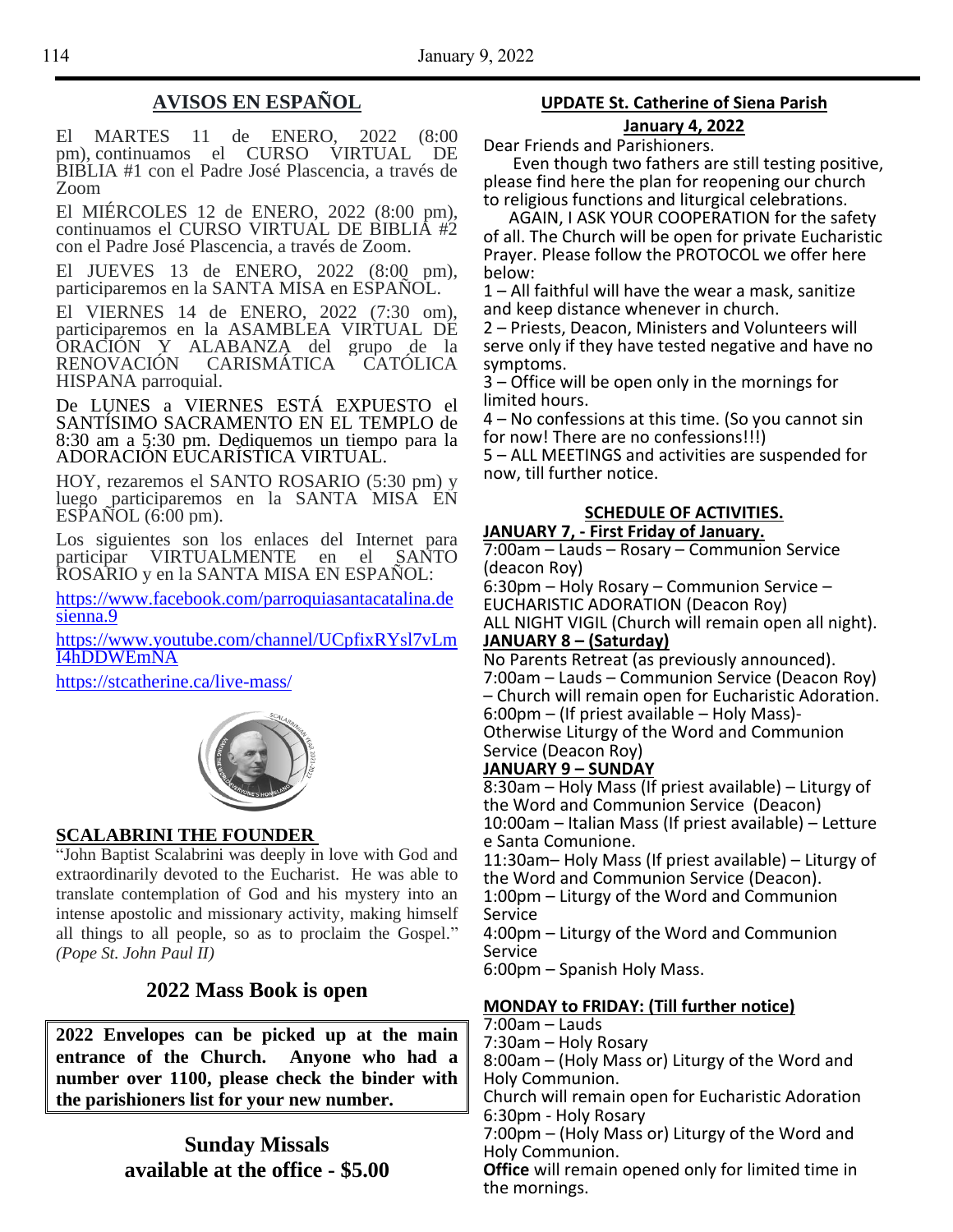## AVISOS EN ESPAÑOL

El MARTES 11 de ENERO, 2022 (8:00 pm), continuamos el CURSO VIRTUAL DE BIBLIA #1 con el Padre José Plascencia, a través de Zoom

El MIÉRCOLES 12 de ENERO, 2022 (8:00 pm), continuamos el CURSO VIRTUAL DE BIBLIA #2 con el Padre José Plascencia, a través de Zoom.

El JUEVES 13 de ENERO, 2022 (8:00 pm), participaremos en la SANTA MISA en ESPAÑOL.

El VIERNES 14 de ENERO, 2022 (7:30 om), participaremos en la ASAMBLEA VIRTUAL DE ORACIÓN Y ALABANZA del grupo de la RENOVACIÓN CARISMÁTICA CATÓLICA HISPANA parroquial.

De LUNES a VIERNES ESTÁ EXPUESTO el SANTÍSIMO SACRAMENTO EN EL TEMPLO de 8:30 am a 5:30 pm. Dediquemos un tiempo para la ADORACIÓN EUCARÍSTICA VIRTUAL.

HOY, rezaremos el SANTO ROSARIO (5:30 pm) y luego participaremos en la SANTA MISA EN ESPAÑOL (6:00 pm).

Los siguientes son los enlaces del Internet para participar VIRTUALMENTE en el SANTO ROSARIO y en la SANTA MISA EN ESPAÑOL:

https://www.facebook.com/parroquiasantacatalina.desienna.9

https://www.youtube.com/channel/UCpfixRYsl7vLmI4hDDWEmNA

https://stcatherine.ca/live-mass/

### SCALABRINI THE FOUNDER

"John Baptist Scalabrini was deeply in love with God and extraordinarily devoted to the Eucharist. He was able to translate contemplation of God and his mystery into an intense apostolic and missionary activity, making himself all things to all people, so as to proclaim the Gospel." *(Pope St. John Paul II)*

## 2022 Mass Book is open

**2022 Envelopes can be picked up at the main entrance of the Church. Anyone who had a number over 1100, please check the binder with the parishioners list for your new number.**

## Sunday Missals available at the office - $5.00

## UPDATE St. Catherine of Siena Parish
### January 4, 2022

Dear Friends and Parishioners.

Even though two fathers are still testing positive, please find here the plan for reopening our church to religious functions and liturgical celebrations.

AGAIN, I ASK YOUR COOPERATION for the safety of all. The Church will be open for private Eucharistic Prayer. Please follow the PROTOCOL we offer here below:

1 – All faithful will have the wear a mask, sanitize and keep distance whenever in church.
2 – Priests, Deacon, Ministers and Volunteers will serve only if they have tested negative and have no symptoms.
3 – Office will be open only in the mornings for limited hours.
4 – No confessions at this time. (So you cannot sin for now! There are no confessions!!!)
5 – ALL MEETINGS and activities are suspended for now, till further notice.

### SCHEDULE OF ACTIVITIES.

**JANUARY 7, - First Friday of January.**
7:00am – Lauds – Rosary – Communion Service (deacon Roy)
6:30pm – Holy Rosary – Communion Service – EUCHARISTIC ADORATION (Deacon Roy)
ALL NIGHT VIGIL (Church will remain open all night).

**JANUARY 8 – (Saturday)**
No Parents Retreat (as previously announced).
7:00am – Lauds – Communion Service (Deacon Roy) – Church will remain open for Eucharistic Adoration.
6:00pm – (If priest available – Holy Mass)- Otherwise Liturgy of the Word and Communion Service (Deacon Roy)

**JANUARY 9 – SUNDAY**
8:30am – Holy Mass (If priest available) – Liturgy of the Word and Communion Service (Deacon)
10:00am – Italian Mass (If priest available) – Letture e Santa Comunione.
11:30am– Holy Mass (If priest available) – Liturgy of the Word and Communion Service (Deacon).
1:00pm – Liturgy of the Word and Communion Service
4:00pm – Liturgy of the Word and Communion Service
6:00pm – Spanish Holy Mass.

**MONDAY to FRIDAY: (Till further notice)**
7:00am – Lauds
7:30am – Holy Rosary
8:00am – (Holy Mass or) Liturgy of the Word and Holy Communion.
Church will remain open for Eucharistic Adoration
6:30pm - Holy Rosary
7:00pm – (Holy Mass or) Liturgy of the Word and Holy Communion.
**Office** will remain opened only for limited time in the mornings.